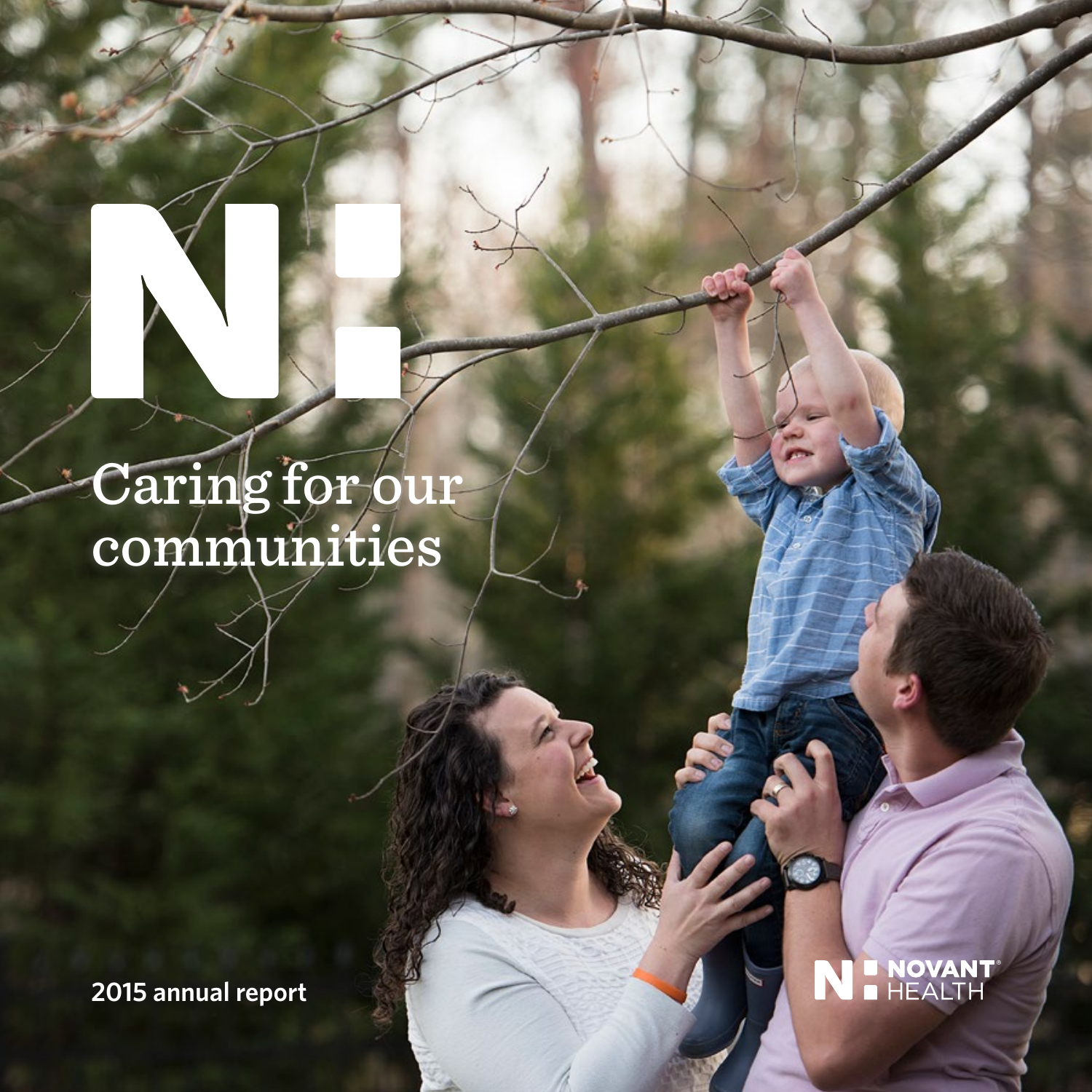# Caring for our communities

2015 annual report

NOVANT HEALTH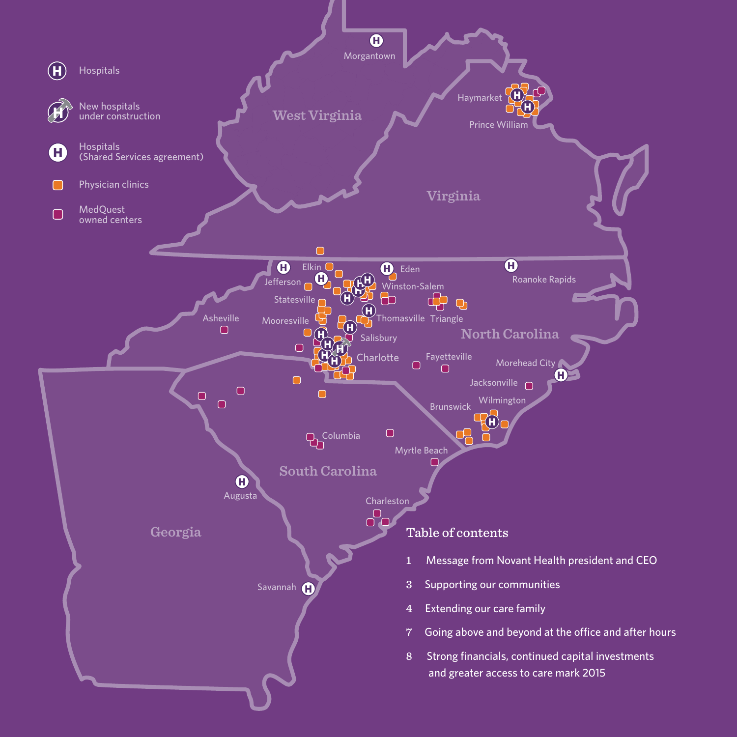Hospitals

New hospitals under construction

Hospitals (Shared Services agreement)

Physician clinics

MedQuest owned centers

West Virginia

Morgantown

Virginia

Haymarket

Prince William

North Carolina

Elkin

Jefferson

Eden

Winston-Salem

Roanoke Rapids

Statesville

Asheville

Mooresville

Thomasville

Triangle

Salisbury

Charlotte

Fayetteville

Morehead City

Jacksonville

Brunswick

Wilmington

South Carolina

Columbia

Myrtle Beach

Charleston

Georgia

Augusta

Savannah

## Table of contents

1 Message from Novant Health president and CEO

3 Supporting our communities

4 Extending our care family

7 Going above and beyond at the office and after hours

8 Strong financials, continued capital investments and greater access to care mark 2015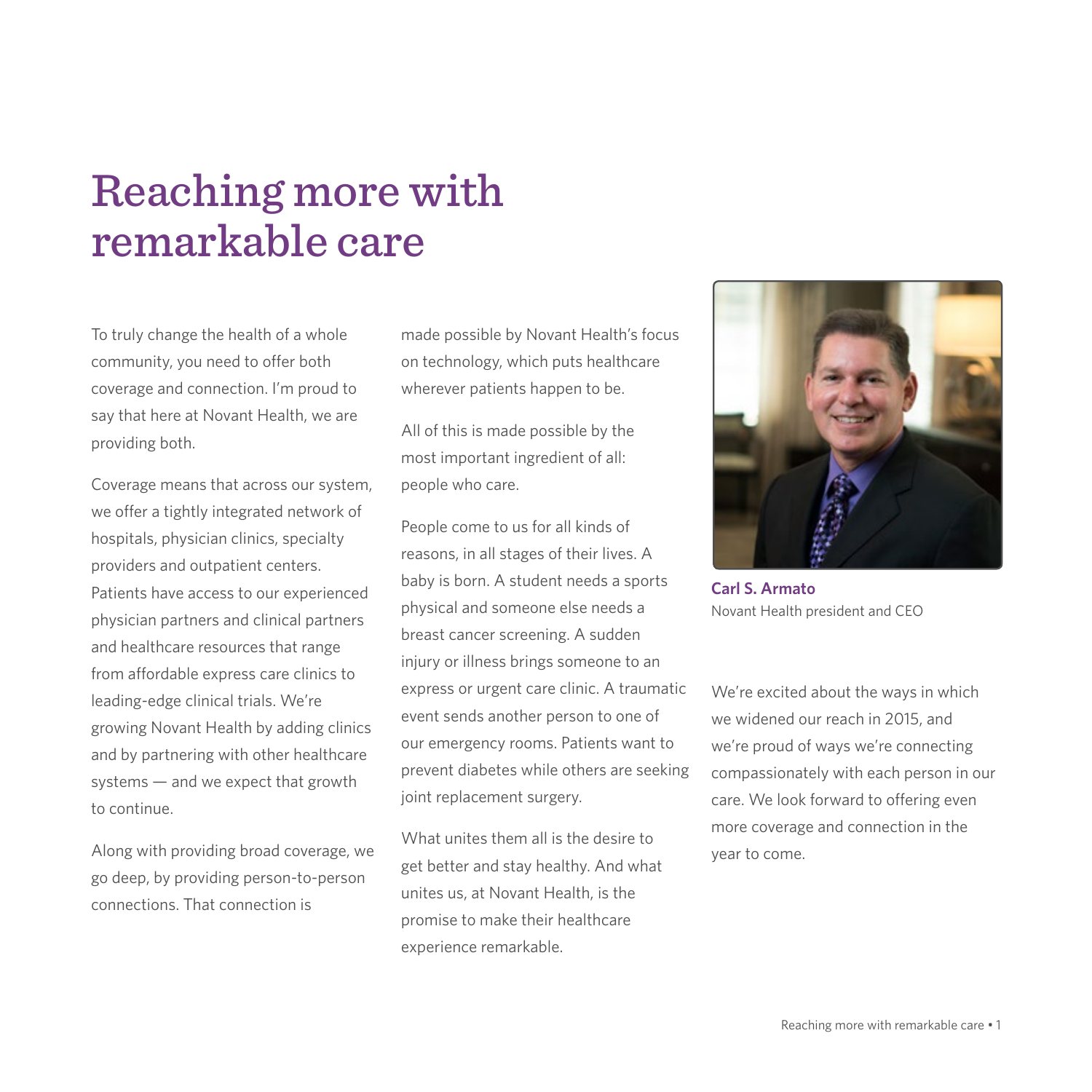# Reaching more with remarkable care

To truly change the health of a whole community, you need to offer both coverage and connection. I'm proud to say that here at Novant Health, we are providing both.

Coverage means that across our system, we offer a tightly integrated network of hospitals, physician clinics, specialty providers and outpatient centers. Patients have access to our experienced physician partners and clinical partners and healthcare resources that range from affordable express care clinics to leading-edge clinical trials. We're growing Novant Health by adding clinics and by partnering with other healthcare systems — and we expect that growth to continue.

Along with providing broad coverage, we go deep, by providing person-to-person connections. That connection is made possible by Novant Health's focus on technology, which puts healthcare wherever patients happen to be.

All of this is made possible by the most important ingredient of all: people who care.

People come to us for all kinds of reasons, in all stages of their lives. A baby is born. A student needs a sports physical and someone else needs a breast cancer screening. A sudden injury or illness brings someone to an express or urgent care clinic. A traumatic event sends another person to one of our emergency rooms. Patients want to prevent diabetes while others are seeking joint replacement surgery.

What unites them all is the desire to get better and stay healthy. And what unites us, at Novant Health, is the promise to make their healthcare experience remarkable.

**Carl S. Armato**
Novant Health president and CEO

We're excited about the ways in which we widened our reach in 2015, and we're proud of ways we're connecting compassionately with each person in our care. We look forward to offering even more coverage and connection in the year to come.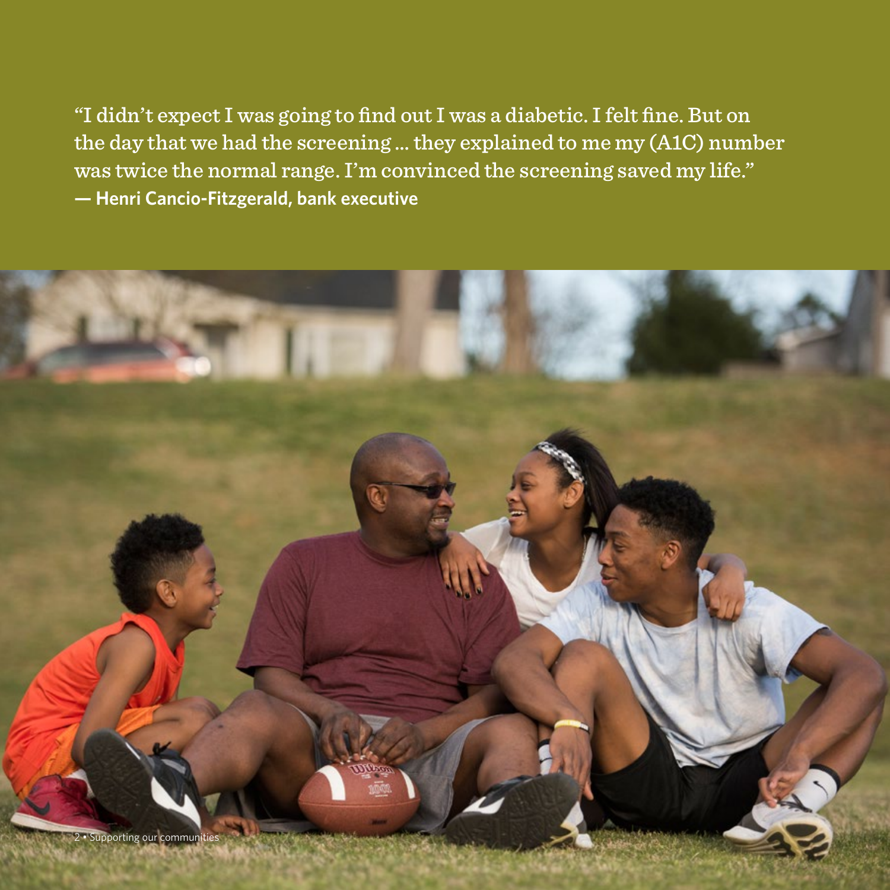"I didn't expect I was going to find out I was a diabetic. I felt fine. But on the day that we had the screening ... they explained to me my (A1C) number was twice the normal range. I'm convinced the screening saved my life."
**— Henri Cancio-Fitzgerald, bank executive**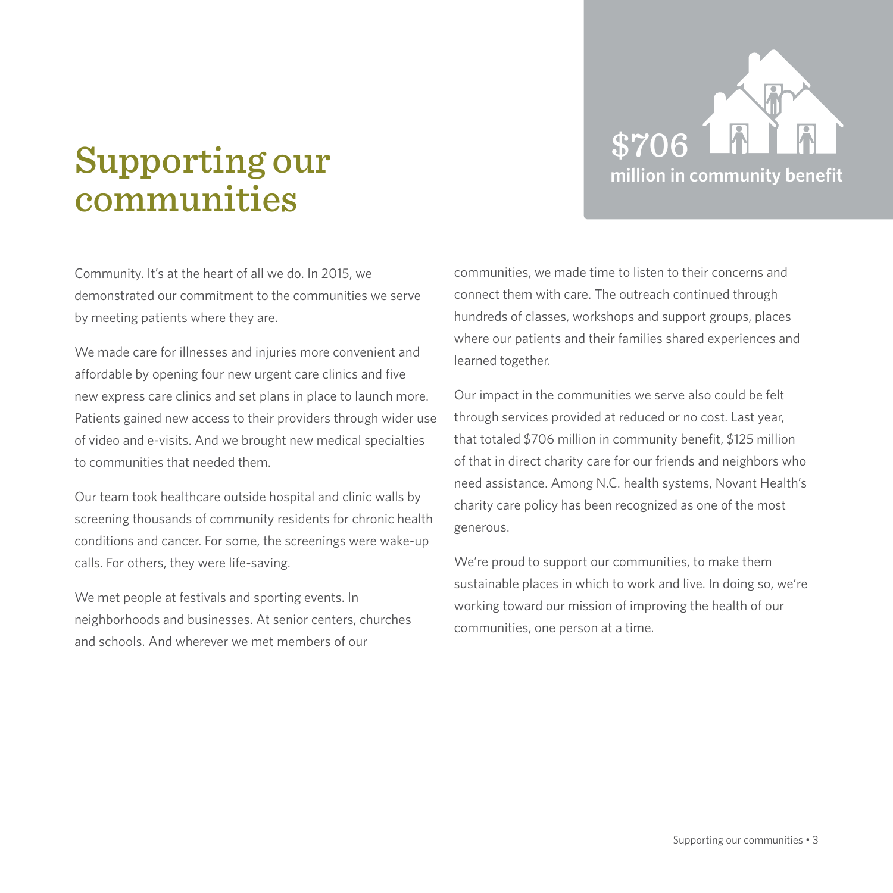# Supporting our communities

**$706 million in community benefit**

Community. It's at the heart of all we do. In 2015, we demonstrated our commitment to the communities we serve by meeting patients where they are.

We made care for illnesses and injuries more convenient and affordable by opening four new urgent care clinics and five new express care clinics and set plans in place to launch more. Patients gained new access to their providers through wider use of video and e-visits. And we brought new medical specialties to communities that needed them.

Our team took healthcare outside hospital and clinic walls by screening thousands of community residents for chronic health conditions and cancer. For some, the screenings were wake-up calls. For others, they were life-saving.

We met people at festivals and sporting events. In neighborhoods and businesses. At senior centers, churches and schools. And wherever we met members of our communities, we made time to listen to their concerns and connect them with care. The outreach continued through hundreds of classes, workshops and support groups, places where our patients and their families shared experiences and learned together.

Our impact in the communities we serve also could be felt through services provided at reduced or no cost. Last year, that totaled $706 million in community benefit, $125 million of that in direct charity care for our friends and neighbors who need assistance. Among N.C. health systems, Novant Health's charity care policy has been recognized as one of the most generous.

We're proud to support our communities, to make them sustainable places in which to work and live. In doing so, we're working toward our mission of improving the health of our communities, one person at a time.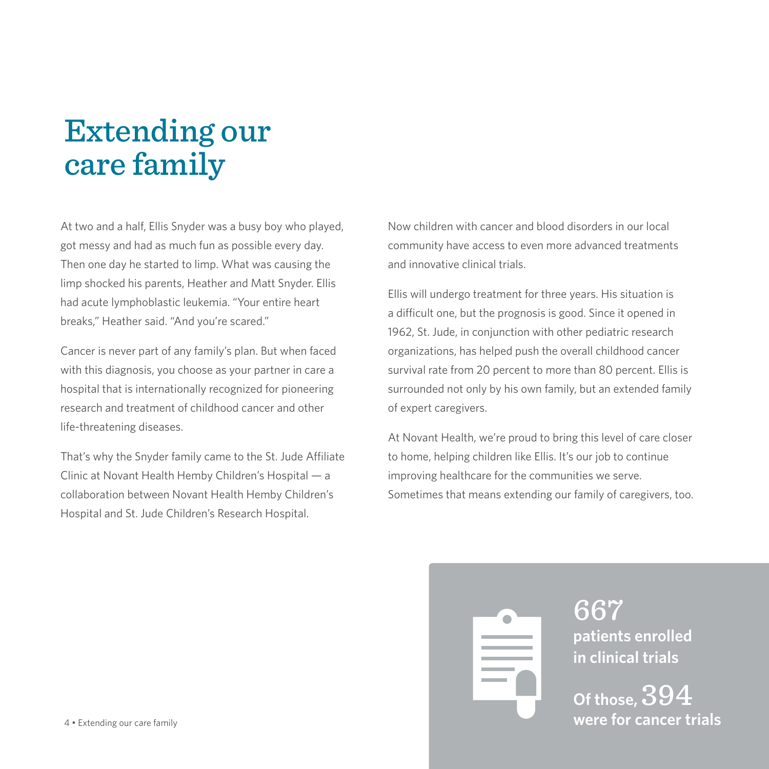# Extending our care family

At two and a half, Ellis Snyder was a busy boy who played, got messy and had as much fun as possible every day. Then one day he started to limp. What was causing the limp shocked his parents, Heather and Matt Snyder. Ellis had acute lymphoblastic leukemia. "Your entire heart breaks," Heather said. "And you're scared."

Cancer is never part of any family's plan. But when faced with this diagnosis, you choose as your partner in care a hospital that is internationally recognized for pioneering research and treatment of childhood cancer and other life-threatening diseases.

That's why the Snyder family came to the St. Jude Affiliate Clinic at Novant Health Hemby Children's Hospital — a collaboration between Novant Health Hemby Children's Hospital and St. Jude Children's Research Hospital.

Now children with cancer and blood disorders in our local community have access to even more advanced treatments and innovative clinical trials.

Ellis will undergo treatment for three years. His situation is a difficult one, but the prognosis is good. Since it opened in 1962, St. Jude, in conjunction with other pediatric research organizations, has helped push the overall childhood cancer survival rate from 20 percent to more than 80 percent. Ellis is surrounded not only by his own family, but an extended family of expert caregivers.

At Novant Health, we're proud to bring this level of care closer to home, helping children like Ellis. It's our job to continue improving healthcare for the communities we serve. Sometimes that means extending our family of caregivers, too.

**667**
**patients enrolled in clinical trials**

**Of those, 394 were for cancer trials**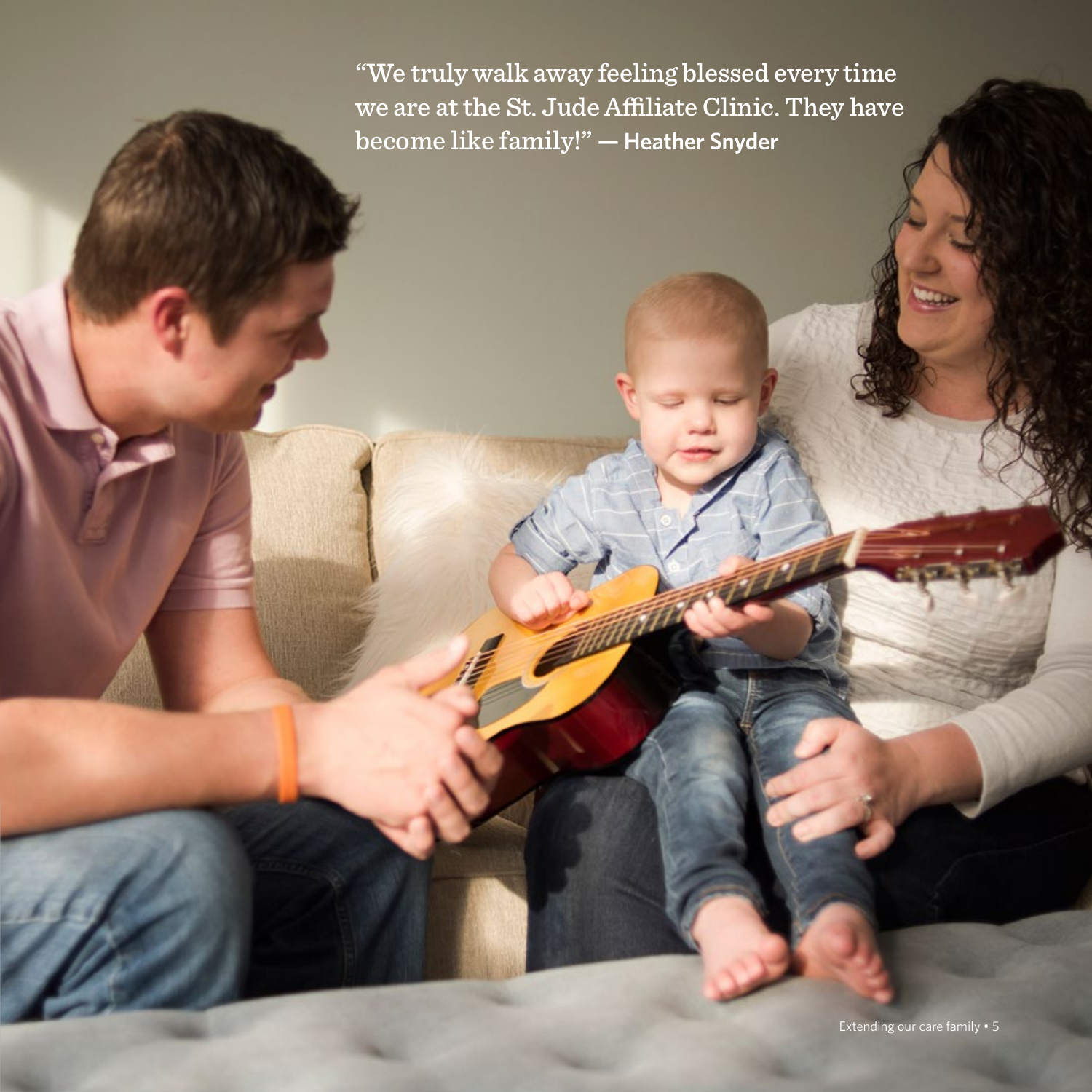"We truly walk away feeling blessed every time we are at the St. Jude Affiliate Clinic. They have become like family!" — **Heather Snyder**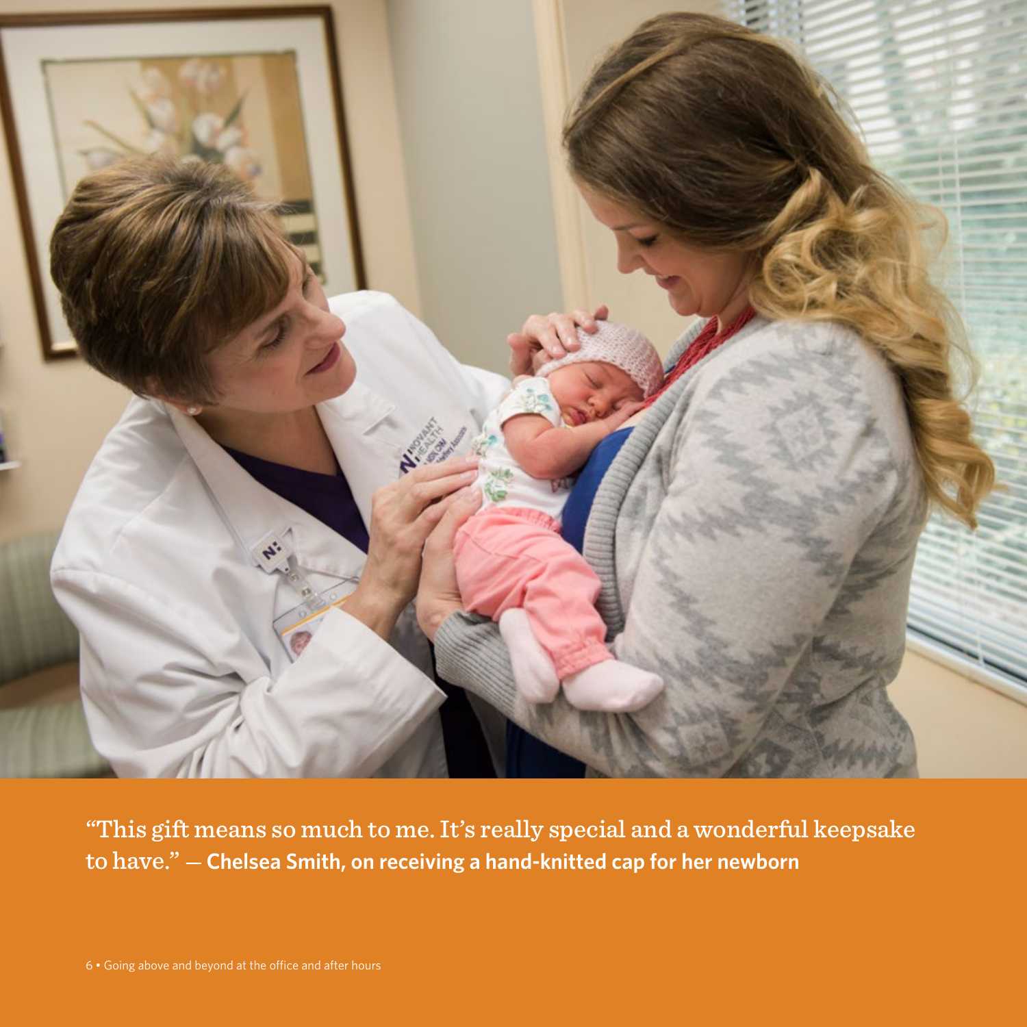"This gift means so much to me. It's really special and a wonderful keepsake to have." — **Chelsea Smith, on receiving a hand-knitted cap for her newborn**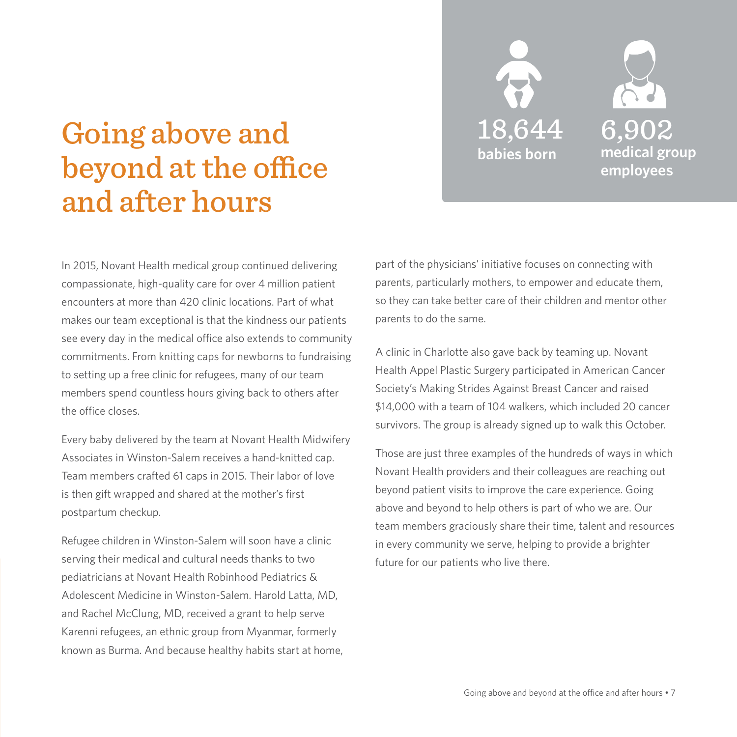# Going above and beyond at the office and after hours

**18,644**
**babies born**

**6,902**
**medical group employees**

In 2015, Novant Health medical group continued delivering compassionate, high-quality care for over 4 million patient encounters at more than 420 clinic locations. Part of what makes our team exceptional is that the kindness our patients see every day in the medical office also extends to community commitments. From knitting caps for newborns to fundraising to setting up a free clinic for refugees, many of our team members spend countless hours giving back to others after the office closes.

Every baby delivered by the team at Novant Health Midwifery Associates in Winston-Salem receives a hand-knitted cap. Team members crafted 61 caps in 2015. Their labor of love is then gift wrapped and shared at the mother's first postpartum checkup.

Refugee children in Winston-Salem will soon have a clinic serving their medical and cultural needs thanks to two pediatricians at Novant Health Robinhood Pediatrics & Adolescent Medicine in Winston-Salem. Harold Latta, MD, and Rachel McClung, MD, received a grant to help serve Karenni refugees, an ethnic group from Myanmar, formerly known as Burma. And because healthy habits start at home, part of the physicians' initiative focuses on connecting with parents, particularly mothers, to empower and educate them, so they can take better care of their children and mentor other parents to do the same.

A clinic in Charlotte also gave back by teaming up. Novant Health Appel Plastic Surgery participated in American Cancer Society's Making Strides Against Breast Cancer and raised $14,000 with a team of 104 walkers, which included 20 cancer survivors. The group is already signed up to walk this October.

Those are just three examples of the hundreds of ways in which Novant Health providers and their colleagues are reaching out beyond patient visits to improve the care experience. Going above and beyond to help others is part of who we are. Our team members graciously share their time, talent and resources in every community we serve, helping to provide a brighter future for our patients who live there.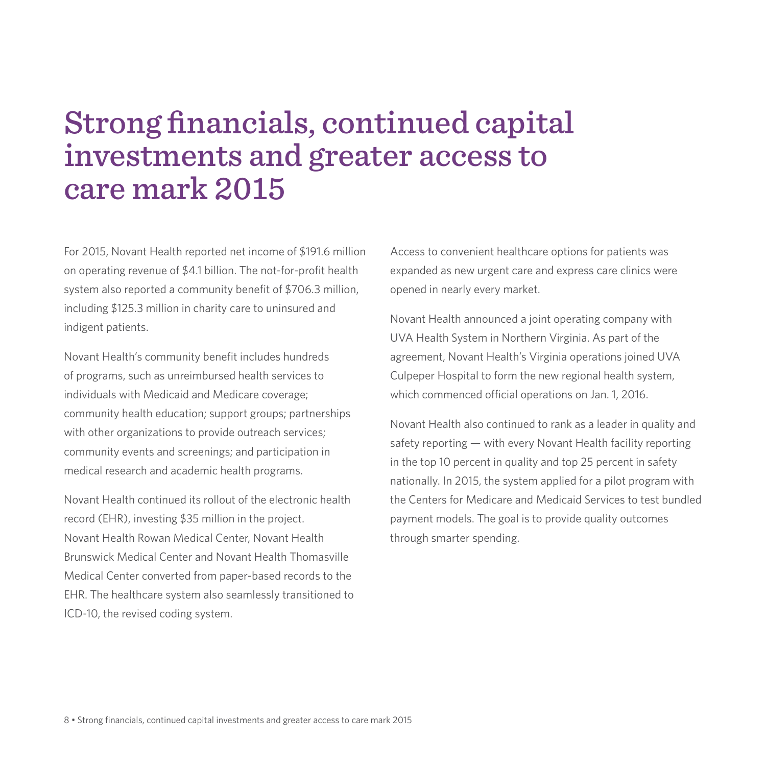# Strong financials, continued capital investments and greater access to care mark 2015

For 2015, Novant Health reported net income of $191.6 million on operating revenue of $4.1 billion. The not-for-profit health system also reported a community benefit of $706.3 million, including $125.3 million in charity care to uninsured and indigent patients.

Novant Health's community benefit includes hundreds of programs, such as unreimbursed health services to individuals with Medicaid and Medicare coverage; community health education; support groups; partnerships with other organizations to provide outreach services; community events and screenings; and participation in medical research and academic health programs.

Novant Health continued its rollout of the electronic health record (EHR), investing $35 million in the project. Novant Health Rowan Medical Center, Novant Health Brunswick Medical Center and Novant Health Thomasville Medical Center converted from paper-based records to the EHR. The healthcare system also seamlessly transitioned to ICD-10, the revised coding system.

Access to convenient healthcare options for patients was expanded as new urgent care and express care clinics were opened in nearly every market.

Novant Health announced a joint operating company with UVA Health System in Northern Virginia. As part of the agreement, Novant Health's Virginia operations joined UVA Culpeper Hospital to form the new regional health system, which commenced official operations on Jan. 1, 2016.

Novant Health also continued to rank as a leader in quality and safety reporting — with every Novant Health facility reporting in the top 10 percent in quality and top 25 percent in safety nationally. In 2015, the system applied for a pilot program with the Centers for Medicare and Medicaid Services to test bundled payment models. The goal is to provide quality outcomes through smarter spending.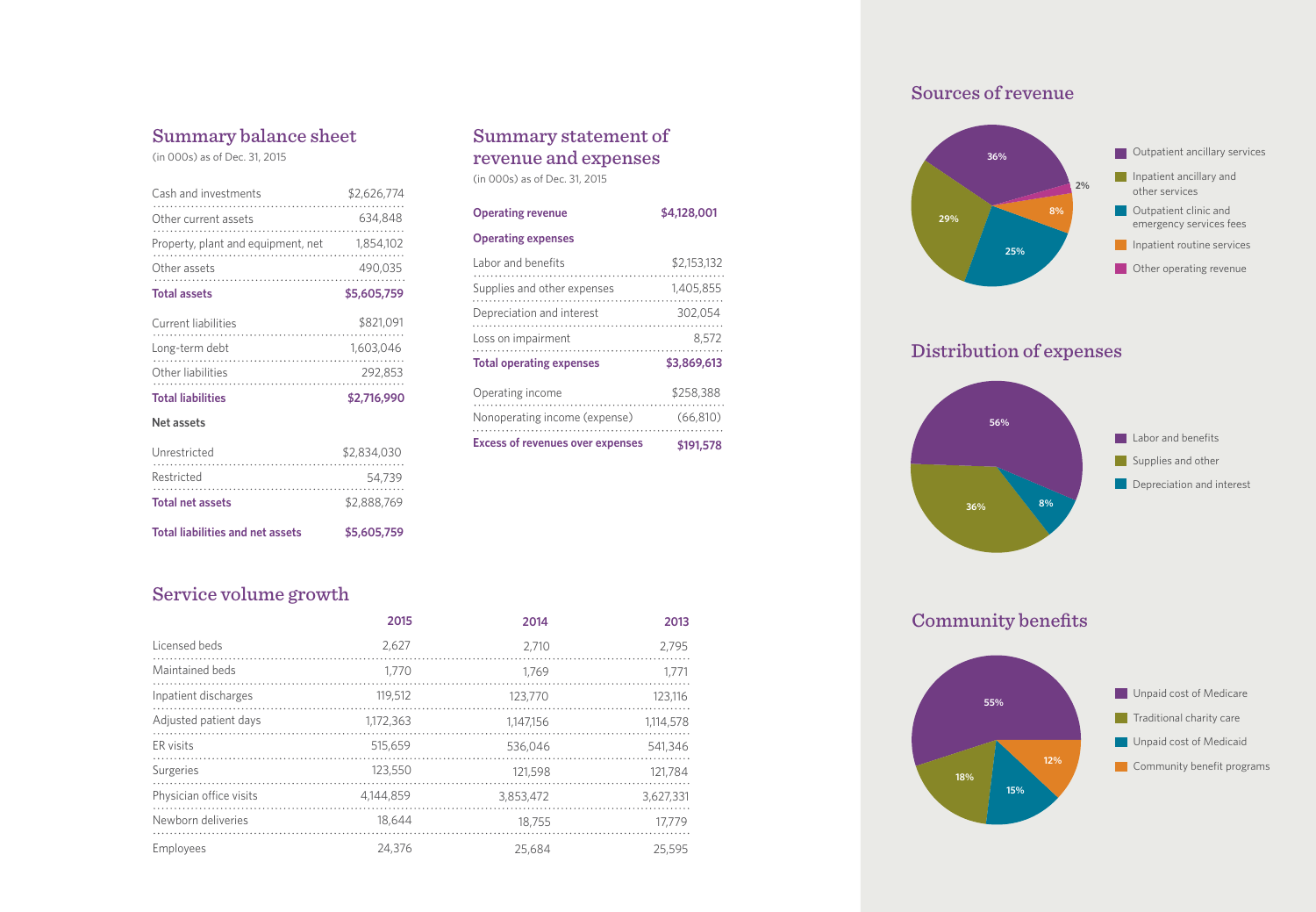## Summary balance sheet

(in 000s) as of Dec. 31, 2015

| | |
|---|---|
| Cash and investments | $2,626,774 |
| Other current assets | 634,848 |
| Property, plant and equipment, net | 1,854,102 |
| Other assets | 490,035 |
| **Total assets** | **$5,605,759** |
| Current liabilities | $821,091 |
| Long-term debt | 1,603,046 |
| Other liabilities | 292,853 |
| **Total liabilities** | **$2,716,990** |
| **Net assets** | |
| Unrestricted | $2,834,030 |
| Restricted | 54,739 |
| **Total net assets** | $2,888,769 |
| **Total liabilities and net assets** | **$5,605,759** |

## Summary statement of revenue and expenses

(in 000s) as of Dec. 31, 2015

| | |
|---|---|
| **Operating revenue** | **$4,128,001** |
| **Operating expenses** | |
| Labor and benefits | $2,153,132 |
| Supplies and other expenses | 1,405,855 |
| Depreciation and interest | 302,054 |
| Loss on impairment | 8,572 |
| **Total operating expenses** | **$3,869,613** |
| Operating income | $258,388 |
| Nonoperating income (expense) | (66,810) |
| **Excess of revenues over expenses** | **$191,578** |

## Service volume growth

| | 2015 | 2014 | 2013 |
|---|---|---|---|
| Licensed beds | 2,627 | 2,710 | 2,795 |
| Maintained beds | 1,770 | 1,769 | 1,771 |
| Inpatient discharges | 119,512 | 123,770 | 123,116 |
| Adjusted patient days | 1,172,363 | 1,147,156 | 1,114,578 |
| ER visits | 515,659 | 536,046 | 541,346 |
| Surgeries | 123,550 | 121,598 | 121,784 |
| Physician office visits | 4,144,859 | 3,853,472 | 3,627,331 |
| Newborn deliveries | 18,644 | 18,755 | 17,779 |
| Employees | 24,376 | 25,684 | 25,595 |

## Sources of revenue

- Outpatient ancillary services: 36%
- Inpatient ancillary and other services: 29%
- Outpatient clinic and emergency services fees: 25%
- Inpatient routine services: 8%
- Other operating revenue: 2%

## Distribution of expenses

- Labor and benefits: 56%
- Supplies and other: 36%
- Depreciation and interest: 8%

## Community benefits

- Unpaid cost of Medicare: 55%
- Traditional charity care: 18%
- Unpaid cost of Medicaid: 15%
- Community benefit programs: 12%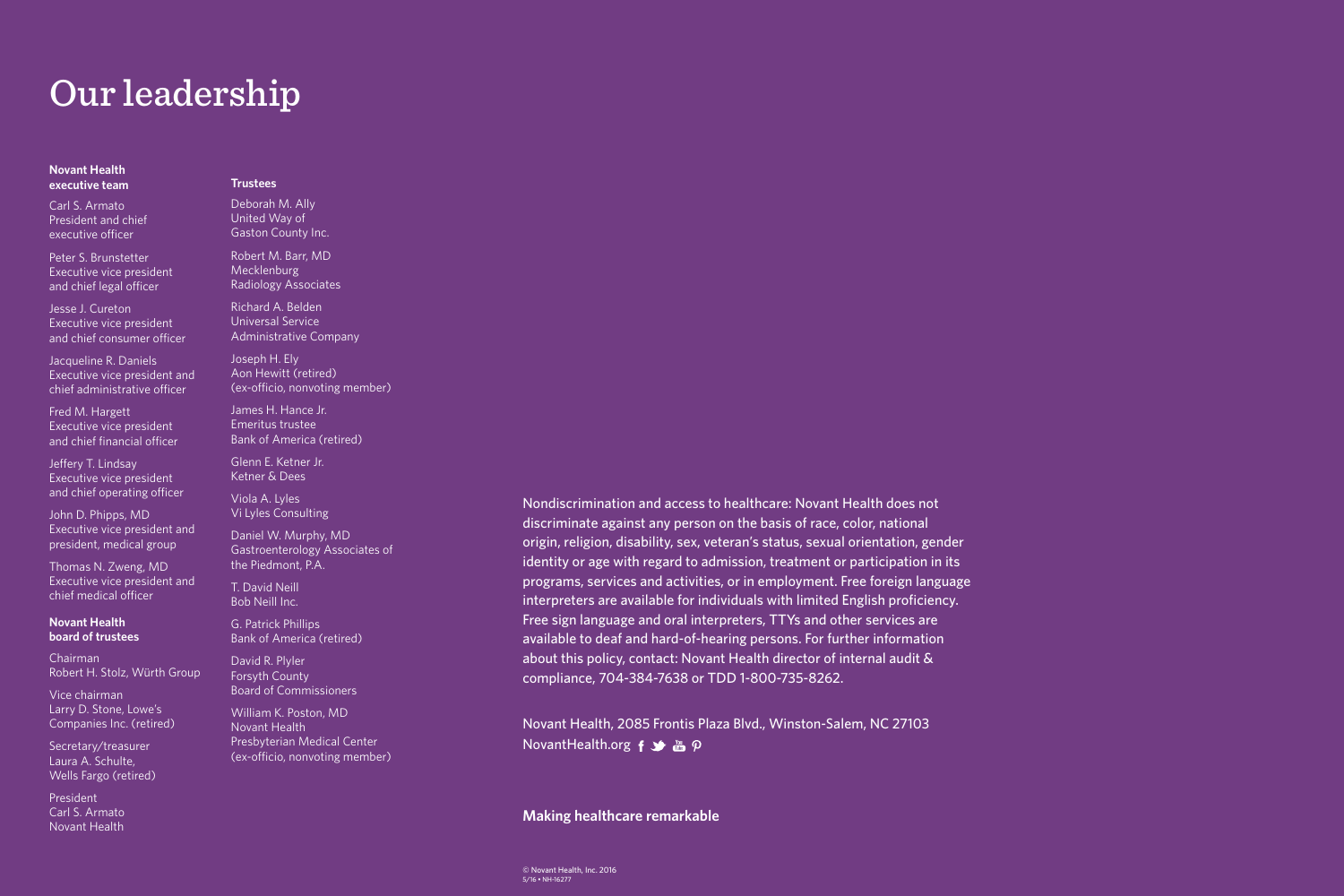# Our leadership

**Novant Health executive team**

Carl S. Armato
President and chief executive officer

Peter S. Brunstetter
Executive vice president and chief legal officer

Jesse J. Cureton
Executive vice president and chief consumer officer

Jacqueline R. Daniels
Executive vice president and chief administrative officer

Fred M. Hargett
Executive vice president and chief financial officer

Jeffery T. Lindsay
Executive vice president and chief operating officer

John D. Phipps, MD
Executive vice president and president, medical group

Thomas N. Zweng, MD
Executive vice president and chief medical officer

**Novant Health board of trustees**

Chairman
Robert H. Stolz, Würth Group

Vice chairman
Larry D. Stone, Lowe's Companies Inc. (retired)

Secretary/treasurer
Laura A. Schulte, Wells Fargo (retired)

President
Carl S. Armato
Novant Health

**Trustees**

Deborah M. Ally
United Way of Gaston County Inc.

Robert M. Barr, MD
Mecklenburg Radiology Associates

Richard A. Belden
Universal Service Administrative Company

Joseph H. Ely
Aon Hewitt (retired)
(ex-officio, nonvoting member)

James H. Hance Jr.
Emeritus trustee
Bank of America (retired)

Glenn E. Ketner Jr.
Ketner & Dees

Viola A. Lyles
Vi Lyles Consulting

Daniel W. Murphy, MD
Gastroenterology Associates of the Piedmont, P.A.

T. David Neill
Bob Neill Inc.

G. Patrick Phillips
Bank of America (retired)

David R. Plyler
Forsyth County Board of Commissioners

William K. Poston, MD
Novant Health Presbyterian Medical Center
(ex-officio, nonvoting member)

Nondiscrimination and access to healthcare: Novant Health does not discriminate against any person on the basis of race, color, national origin, religion, disability, sex, veteran's status, sexual orientation, gender identity or age with regard to admission, treatment or participation in its programs, services and activities, or in employment. Free foreign language interpreters are available for individuals with limited English proficiency. Free sign language and oral interpreters, TTYs and other services are available to deaf and hard-of-hearing persons. For further information about this policy, contact: Novant Health director of internal audit & compliance, 704-384-7638 or TDD 1-800-735-8262.

Novant Health, 2085 Frontis Plaza Blvd., Winston-Salem, NC 27103
NovantHealth.org

**Making healthcare remarkable**

© Novant Health, Inc. 2016
5/16 • NH-16277